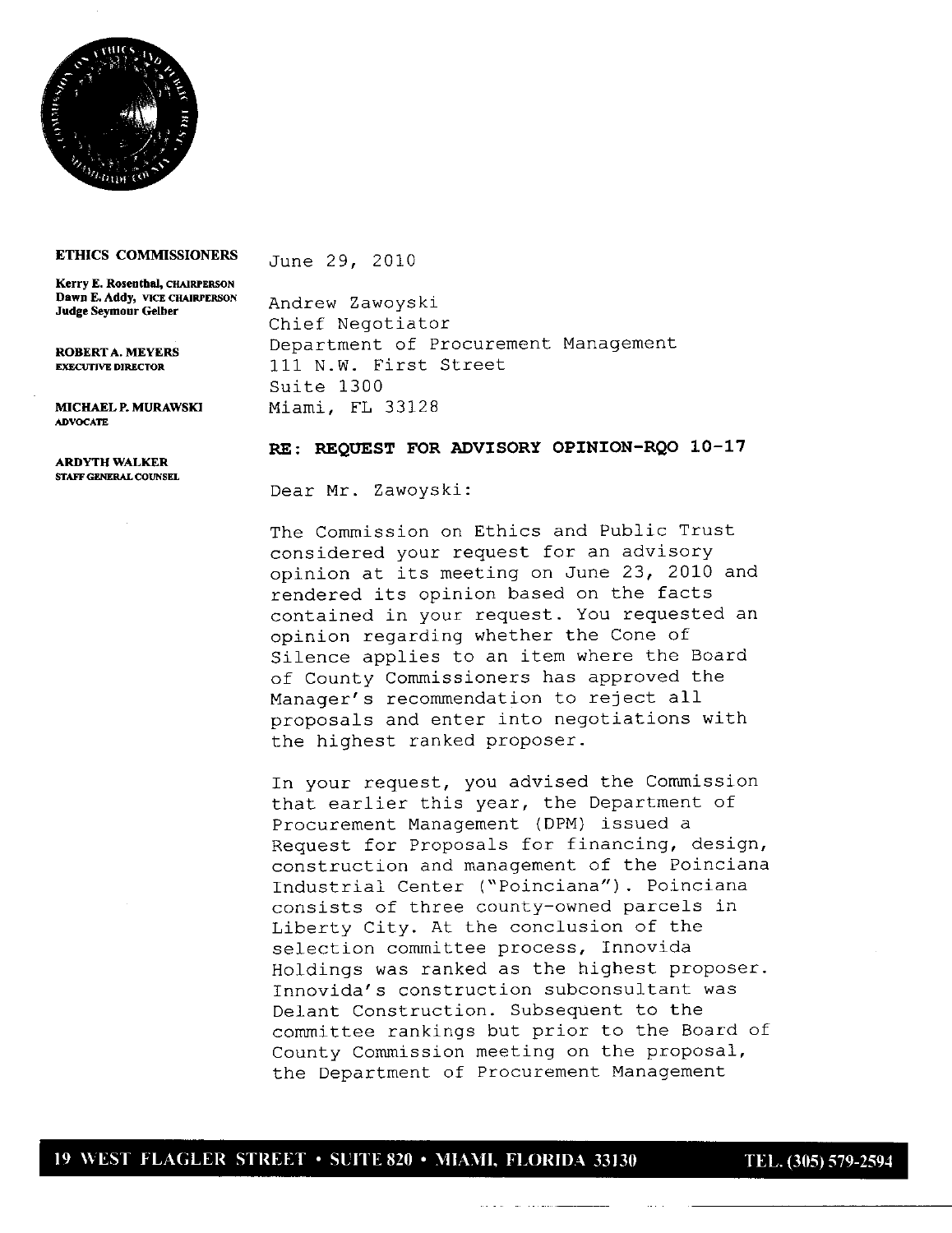**ETHICS COMMISSIONERS**

**Kerry E. Rosenthal,** CHAIRPERSON
**Dawn E. Addy,** VICE CHAIRPERSON
**Judge Seymour Gelber**

**ROBERT A. MEYERS**
EXECUTIVE DIRECTOR

**MICHAEL P. MURAWSKI**
ADVOCATE

**ARDYTH WALKER**
STAFF GENERAL COUNSEL

June 29, 2010

Andrew Zawoyski
Chief Negotiator
Department of Procurement Management
111 N.W. First Street
Suite 1300
Miami, FL 33128

**RE: REQUEST FOR ADVISORY OPINION-RQO 10-17**

Dear Mr. Zawoyski:

The Commission on Ethics and Public Trust considered your request for an advisory opinion at its meeting on June 23, 2010 and rendered its opinion based on the facts contained in your request. You requested an opinion regarding whether the Cone of Silence applies to an item where the Board of County Commissioners has approved the Manager's recommendation to reject all proposals and enter into negotiations with the highest ranked proposer.

In your request, you advised the Commission that earlier this year, the Department of Procurement Management (DPM) issued a Request for Proposals for financing, design, construction and management of the Poinciana Industrial Center ("Poinciana"). Poinciana consists of three county-owned parcels in Liberty City. At the conclusion of the selection committee process, Innovida Holdings was ranked as the highest proposer. Innovida's construction subconsultant was Delant Construction. Subsequent to the committee rankings but prior to the Board of County Commission meeting on the proposal, the Department of Procurement Management

19 WEST FLAGLER STREET • SUITE 820 • MIAMI, FLORIDA 33130 TEL. (305) 579-2594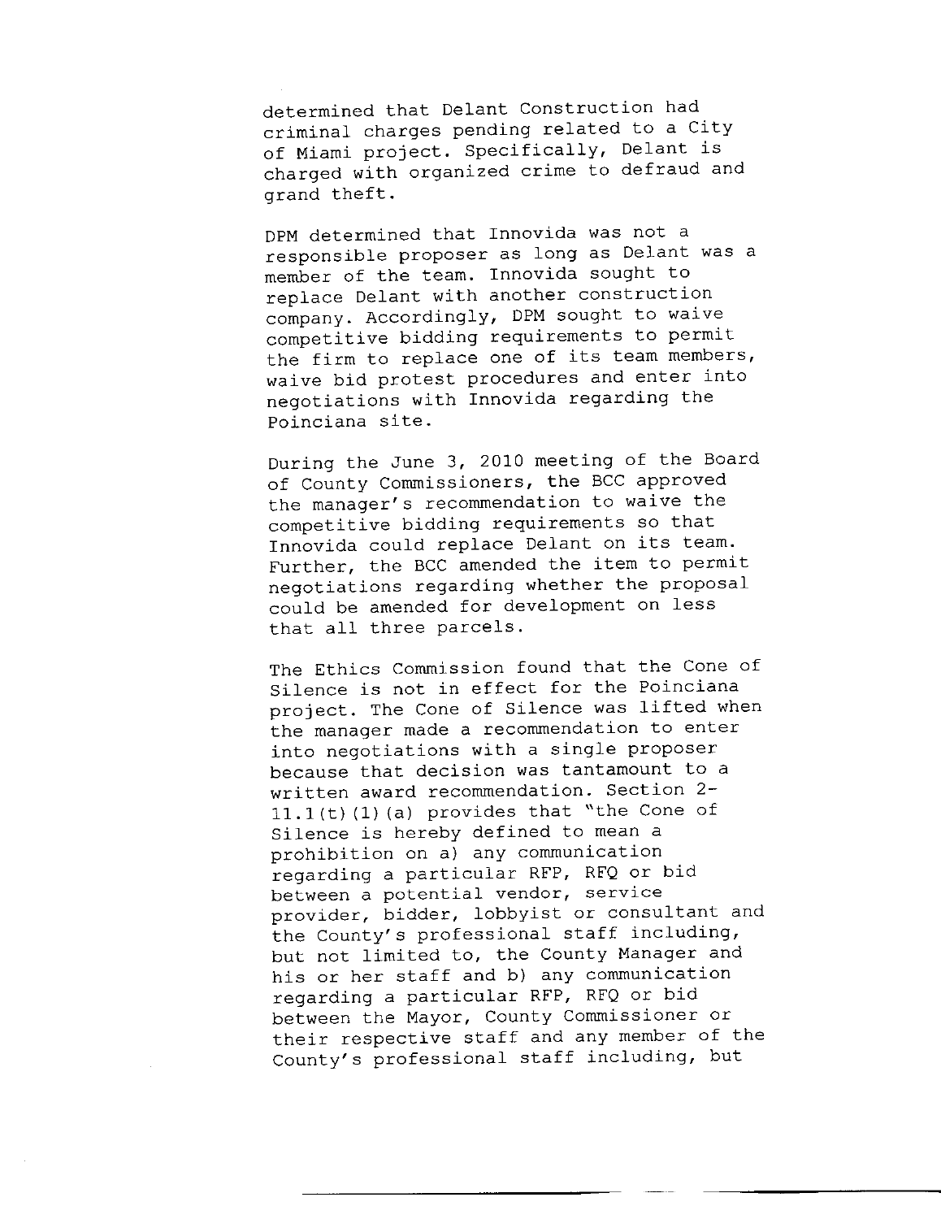determined that Delant Construction had criminal charges pending related to a City of Miami project. Specifically, Delant is charged with organized crime to defraud and grand theft.

DPM determined that Innovida was not a responsible proposer as long as Delant was a member of the team. Innovida sought to replace Delant with another construction company. Accordingly, DPM sought to waive competitive bidding requirements to permit the firm to replace one of its team members, waive bid protest procedures and enter into negotiations with Innovida regarding the Poinciana site.

During the June 3, 2010 meeting of the Board of County Commissioners, the BCC approved the manager's recommendation to waive the competitive bidding requirements so that Innovida could replace Delant on its team. Further, the BCC amended the item to permit negotiations regarding whether the proposal could be amended for development on less that all three parcels.

The Ethics Commission found that the Cone of Silence is not in effect for the Poinciana project. The Cone of Silence was lifted when the manager made a recommendation to enter into negotiations with a single proposer because that decision was tantamount to a written award recommendation. Section 2-11.1(t)(1)(a) provides that "the Cone of Silence is hereby defined to mean a prohibition on a) any communication regarding a particular RFP, RFQ or bid between a potential vendor, service provider, bidder, lobbyist or consultant and the County's professional staff including, but not limited to, the County Manager and his or her staff and b) any communication regarding a particular RFP, RFQ or bid between the Mayor, County Commissioner or their respective staff and any member of the County's professional staff including, but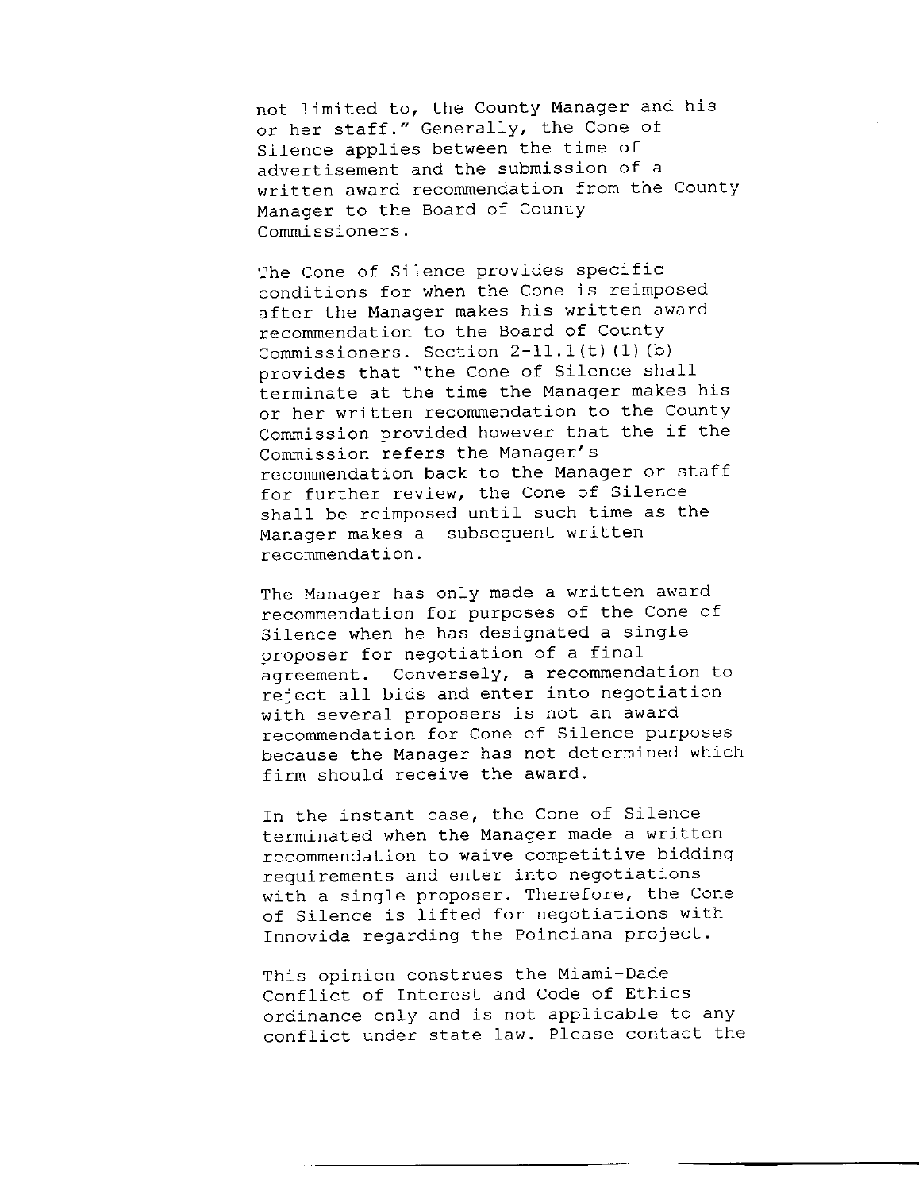not limited to, the County Manager and his or her staff." Generally, the Cone of Silence applies between the time of advertisement and the submission of a written award recommendation from the County Manager to the Board of County Commissioners.

The Cone of Silence provides specific conditions for when the Cone is reimposed after the Manager makes his written award recommendation to the Board of County Commissioners. Section 2-11.1(t)(1)(b) provides that "the Cone of Silence shall terminate at the time the Manager makes his or her written recommendation to the County Commission provided however that the if the Commission refers the Manager's recommendation back to the Manager or staff for further review, the Cone of Silence shall be reimposed until such time as the Manager makes a subsequent written recommendation.

The Manager has only made a written award recommendation for purposes of the Cone of Silence when he has designated a single proposer for negotiation of a final agreement. Conversely, a recommendation to reject all bids and enter into negotiation with several proposers is not an award recommendation for Cone of Silence purposes because the Manager has not determined which firm should receive the award.

In the instant case, the Cone of Silence terminated when the Manager made a written recommendation to waive competitive bidding requirements and enter into negotiations with a single proposer. Therefore, the Cone of Silence is lifted for negotiations with Innovida regarding the Poinciana project.

This opinion construes the Miami-Dade Conflict of Interest and Code of Ethics ordinance only and is not applicable to any conflict under state law. Please contact the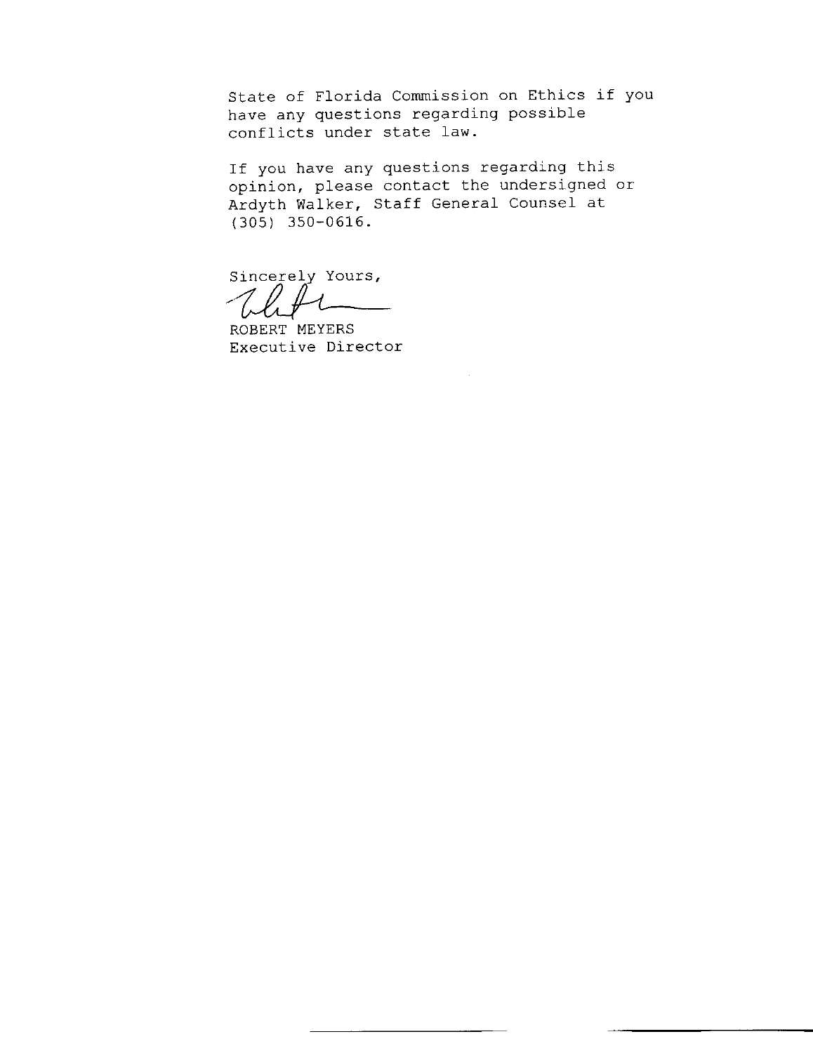State of Florida Commission on Ethics if you have any questions regarding possible conflicts under state law.

If you have any questions regarding this opinion, please contact the undersigned or Ardyth Walker, Staff General Counsel at (305) 350-0616.

Sincerely Yours,

ROBERT MEYERS
Executive Director